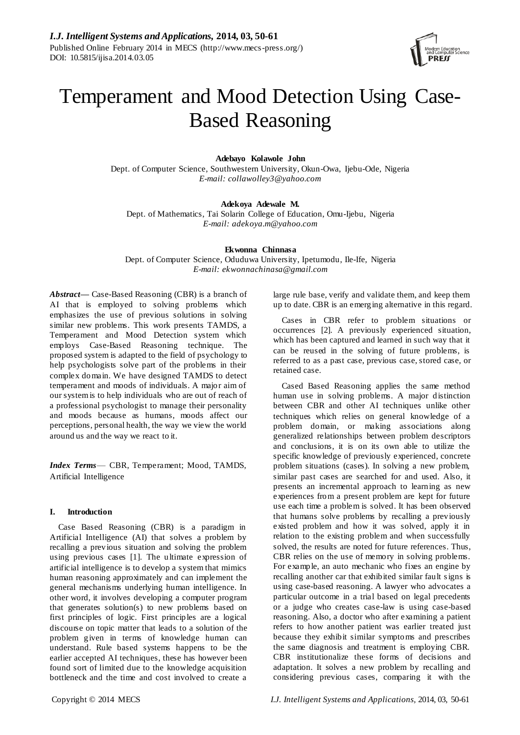# Temperament and Mood Detection Using Case-Based Reasoning

**Adebayo Kolawole John**
Dept. of Computer Science, Southwestern University, Okun-Owa, Ijebu-Ode, Nigeria
*E-mail: collawolley3@yahoo.com*

**Adekoya Adewale M.**
Dept. of Mathematics, Tai Solarin College of Education, Omu-Ijebu, Nigeria
*E-mail: adekoya.m@yahoo.com*

**Ekwonna Chinnasa**
Dept. of Computer Science, Oduduwa University, Ipetumodu, Ile-Ife, Nigeria
*E-mail: ekwonnachinasa@gmail.com*

***Abstract*—** Case-Based Reasoning (CBR) is a branch of AI that is employed to solving problems which emphasizes the use of previous solutions in solving similar new problems. This work presents TAMDS, a Temperament and Mood Detection system which employs Case-Based Reasoning technique. The proposed system is adapted to the field of psychology to help psychologists solve part of the problems in their complex domain. We have designed TAMDS to detect temperament and moods of individuals. A major aim of our system is to help individuals who are out of reach of a professional psychologist to manage their personality and moods because as humans, moods affect our perceptions, personal health, the way we view the world around us and the way we react to it.

***Index Terms*** — CBR, Temperament; Mood, TAMDS, Artificial Intelligence

## I. Introduction

Case Based Reasoning (CBR) is a paradigm in Artificial Intelligence (AI) that solves a problem by recalling a previous situation and solving the problem using previous cases [1]. The ultimate expression of artificial intelligence is to develop a system that mimics human reasoning approximately and can implement the general mechanisms underlying human intelligence. In other word, it involves developing a computer program that generates solution(s) to new problems based on first principles of logic. First principles are a logical discourse on topic matter that leads to a solution of the problem given in terms of knowledge human can understand. Rule based systems happens to be the earlier accepted AI techniques, these has however been found sort of limited due to the knowledge acquisition bottleneck and the time and cost involved to create a large rule base, verify and validate them, and keep them up to date. CBR is an emerging alternative in this regard.

Cases in CBR refer to problem situations or occurrences [2]. A previously experienced situation, which has been captured and learned in such way that it can be reused in the solving of future problems, is referred to as a past case, previous case, stored case, or retained case.

Cased Based Reasoning applies the same method human use in solving problems. A major distinction between CBR and other AI techniques unlike other techniques which relies on general knowledge of a problem domain, or making associations along generalized relationships between problem descriptors and conclusions, it is on its own able to utilize the specific knowledge of previously experienced, concrete problem situations (cases). In solving a new problem, similar past cases are searched for and used. Also, it presents an incremental approach to learning as new experiences from a present problem are kept for future use each time a problem is solved. It has been observed that humans solve problems by recalling a previously existed problem and how it was solved, apply it in relation to the existing problem and when successfully solved, the results are noted for future references. Thus, CBR relies on the use of memory in solving problems. For example, an auto mechanic who fixes an engine by recalling another car that exhibited similar fault signs is using case-based reasoning. A lawyer who advocates a particular outcome in a trial based on legal precedents or a judge who creates case-law is using case-based reasoning. Also, a doctor who after examining a patient refers to how another patient was earlier treated just because they exhibit similar symptoms and prescribes the same diagnosis and treatment is employing CBR. CBR institutionalize these forms of decisions and adaptation. It solves a new problem by recalling and considering previous cases, comparing it with the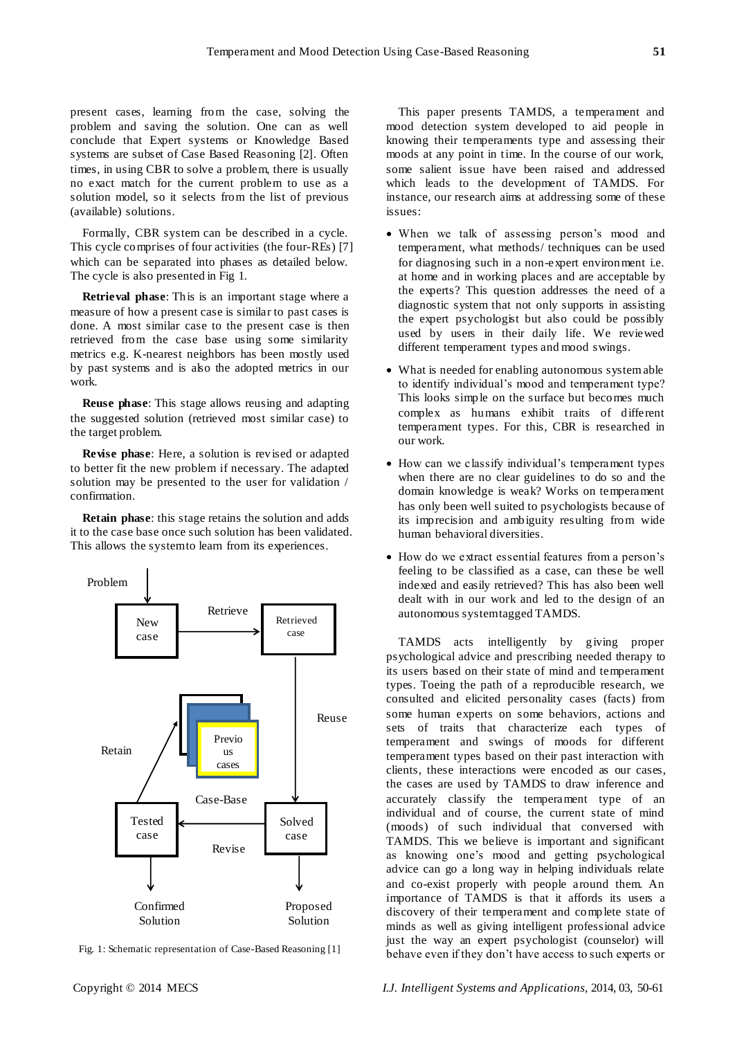present cases, learning from the case, solving the problem and saving the solution. One can as well conclude that Expert systems or Knowledge Based systems are subset of Case Based Reasoning [2]. Often times, in using CBR to solve a problem, there is usually no exact match for the current problem to use as a solution model, so it selects from the list of previous (available) solutions.

Formally, CBR system can be described in a cycle. This cycle comprises of four activities (the four-REs) [7] which can be separated into phases as detailed below. The cycle is also presented in Fig 1.

**Retrieval phase**: This is an important stage where a measure of how a present case is similar to past cases is done. A most similar case to the present case is then retrieved from the case base using some similarity metrics e.g. K-nearest neighbors has been mostly used by past systems and is also the adopted metrics in our work.

**Reuse phase**: This stage allows reusing and adapting the suggested solution (retrieved most similar case) to the target problem.

**Revise phase**: Here, a solution is revised or adapted to better fit the new problem if necessary. The adapted solution may be presented to the user for validation / confirmation.

**Retain phase**: this stage retains the solution and adds it to the case base once such solution has been validated. This allows the system to learn from its experiences.

Fig. 1: Schematic representation of Case-Based Reasoning [1]

This paper presents TAMDS, a temperament and mood detection system developed to aid people in knowing their temperaments type and assessing their moods at any point in time. In the course of our work, some salient issue have been raised and addressed which leads to the development of TAMDS. For instance, our research aims at addressing some of these issues:

- When we talk of assessing person's mood and temperament, what methods/ techniques can be used for diagnosing such in a non-expert environment i.e. at home and in working places and are acceptable by the experts? This question addresses the need of a diagnostic system that not only supports in assisting the expert psychologist but also could be possibly used by users in their daily life. We reviewed different temperament types and mood swings.
- What is needed for enabling autonomous system able to identify individual's mood and temperament type? This looks simple on the surface but becomes much complex as humans exhibit traits of different temperament types. For this, CBR is researched in our work.
- How can we classify individual's temperament types when there are no clear guidelines to do so and the domain knowledge is weak? Works on temperament has only been well suited to psychologists because of its imprecision and ambiguity resulting from wide human behavioral diversities.
- How do we extract essential features from a person's feeling to be classified as a case, can these be well indexed and easily retrieved? This has also been well dealt with in our work and led to the design of an autonomous system tagged TAMDS.

TAMDS acts intelligently by giving proper psychological advice and prescribing needed therapy to its users based on their state of mind and temperament types. Toeing the path of a reproducible research, we consulted and elicited personality cases (facts) from some human experts on some behaviors, actions and sets of traits that characterize each types of temperament and swings of moods for different temperament types based on their past interaction with clients, these interactions were encoded as our cases, the cases are used by TAMDS to draw inference and accurately classify the temperament type of an individual and of course, the current state of mind (moods) of such individual that conversed with TAMDS. This we believe is important and significant as knowing one's mood and getting psychological advice can go a long way in helping individuals relate and co-exist properly with people around them. An importance of TAMDS is that it affords its users a discovery of their temperament and complete state of minds as well as giving intelligent professional advice just the way an expert psychologist (counselor) will behave even if they don't have access to such experts or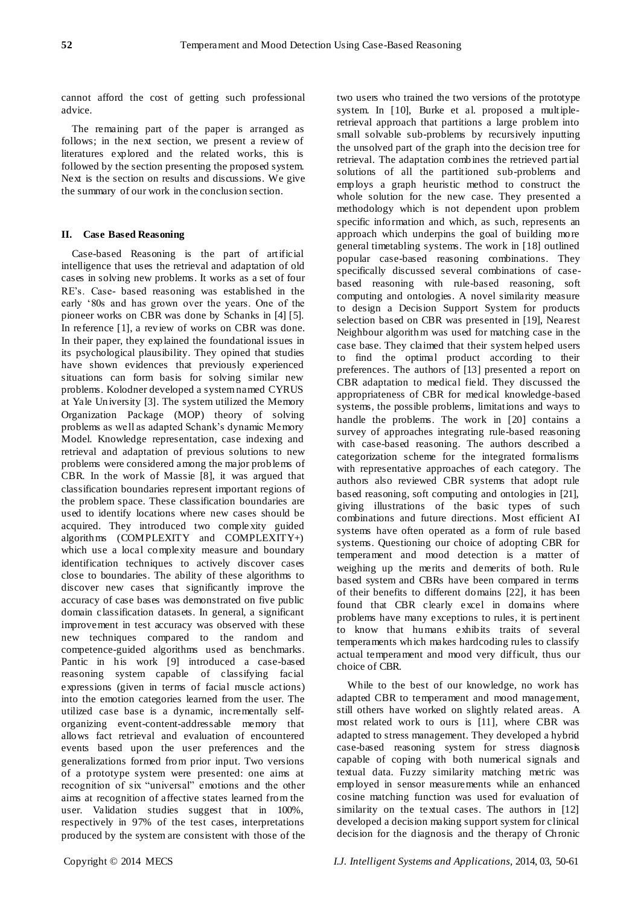cannot afford the cost of getting such professional advice.

The remaining part of the paper is arranged as follows; in the next section, we present a review of literatures explored and the related works, this is followed by the section presenting the proposed system. Next is the section on results and discussions. We give the summary of our work in the conclusion section.

## II. Case Based Reasoning

Case-based Reasoning is the part of artificial intelligence that uses the retrieval and adaptation of old cases in solving new problems. It works as a set of four RE's. Case- based reasoning was established in the early '80s and has grown over the years. One of the pioneer works on CBR was done by Schanks in [4] [5]. In reference [1], a review of works on CBR was done. In their paper, they explained the foundational issues in its psychological plausibility. They opined that studies have shown evidences that previously experienced situations can form basis for solving similar new problems. Kolodner developed a system named CYRUS at Yale University [3]. The system utilized the Memory Organization Package (MOP) theory of solving problems as well as adapted Schank's dynamic Memory Model. Knowledge representation, case indexing and retrieval and adaptation of previous solutions to new problems were considered among the major problems of CBR. In the work of Massie [8], it was argued that classification boundaries represent important regions of the problem space. These classification boundaries are used to identify locations where new cases should be acquired. They introduced two complexity guided algorithms (COMPLEXITY and COMPLEXITY+) which use a local complexity measure and boundary identification techniques to actively discover cases close to boundaries. The ability of these algorithms to discover new cases that significantly improve the accuracy of case bases was demonstrated on five public domain classification datasets. In general, a significant improvement in test accuracy was observed with these new techniques compared to the random and competence-guided algorithms used as benchmarks. Pantic in his work [9] introduced a case-based reasoning system capable of classifying facial expressions (given in terms of facial muscle actions) into the emotion categories learned from the user. The utilized case base is a dynamic, incrementally self-organizing event-content-addressable memory that allows fact retrieval and evaluation of encountered events based upon the user preferences and the generalizations formed from prior input. Two versions of a prototype system were presented: one aims at recognition of six "universal" emotions and the other aims at recognition of affective states learned from the user. Validation studies suggest that in 100%, respectively in 97% of the test cases, interpretations produced by the system are consistent with those of the two users who trained the two versions of the prototype system. In [10], Burke et al. proposed a multiple-retrieval approach that partitions a large problem into small solvable sub-problems by recursively inputting the unsolved part of the graph into the decision tree for retrieval. The adaptation combines the retrieved partial solutions of all the partitioned sub-problems and employs a graph heuristic method to construct the whole solution for the new case. They presented a methodology which is not dependent upon problem specific information and which, as such, represents an approach which underpins the goal of building more general timetabling systems. The work in [18] outlined popular case-based reasoning combinations. They specifically discussed several combinations of case-based reasoning with rule-based reasoning, soft computing and ontologies. A novel similarity measure to design a Decision Support System for products selection based on CBR was presented in [19], Nearest Neighbour algorithm was used for matching case in the case base. They claimed that their system helped users to find the optimal product according to their preferences. The authors of [13] presented a report on CBR adaptation to medical field. They discussed the appropriateness of CBR for medical knowledge-based systems, the possible problems, limitations and ways to handle the problems. The work in [20] contains a survey of approaches integrating rule-based reasoning with case-based reasoning. The authors described a categorization scheme for the integrated formalisms with representative approaches of each category. The authors also reviewed CBR systems that adopt rule based reasoning, soft computing and ontologies in [21], giving illustrations of the basic types of such combinations and future directions. Most efficient AI systems have often operated as a form of rule based systems. Questioning our choice of adopting CBR for temperament and mood detection is a matter of weighing up the merits and demerits of both. Rule based system and CBRs have been compared in terms of their benefits to different domains [22], it has been found that CBR clearly excel in domains where problems have many exceptions to rules, it is pertinent to know that humans exhibits traits of several temperaments which makes hardcoding rules to classify actual temperament and mood very difficult, thus our choice of CBR.

While to the best of our knowledge, no work has adapted CBR to temperament and mood management, still others have worked on slightly related areas. A most related work to ours is [11], where CBR was adapted to stress management. They developed a hybrid case-based reasoning system for stress diagnosis capable of coping with both numerical signals and textual data. Fuzzy similarity matching metric was employed in sensor measurements while an enhanced cosine matching function was used for evaluation of similarity on the textual cases. The authors in [12] developed a decision making support system for clinical decision for the diagnosis and the therapy of Chronic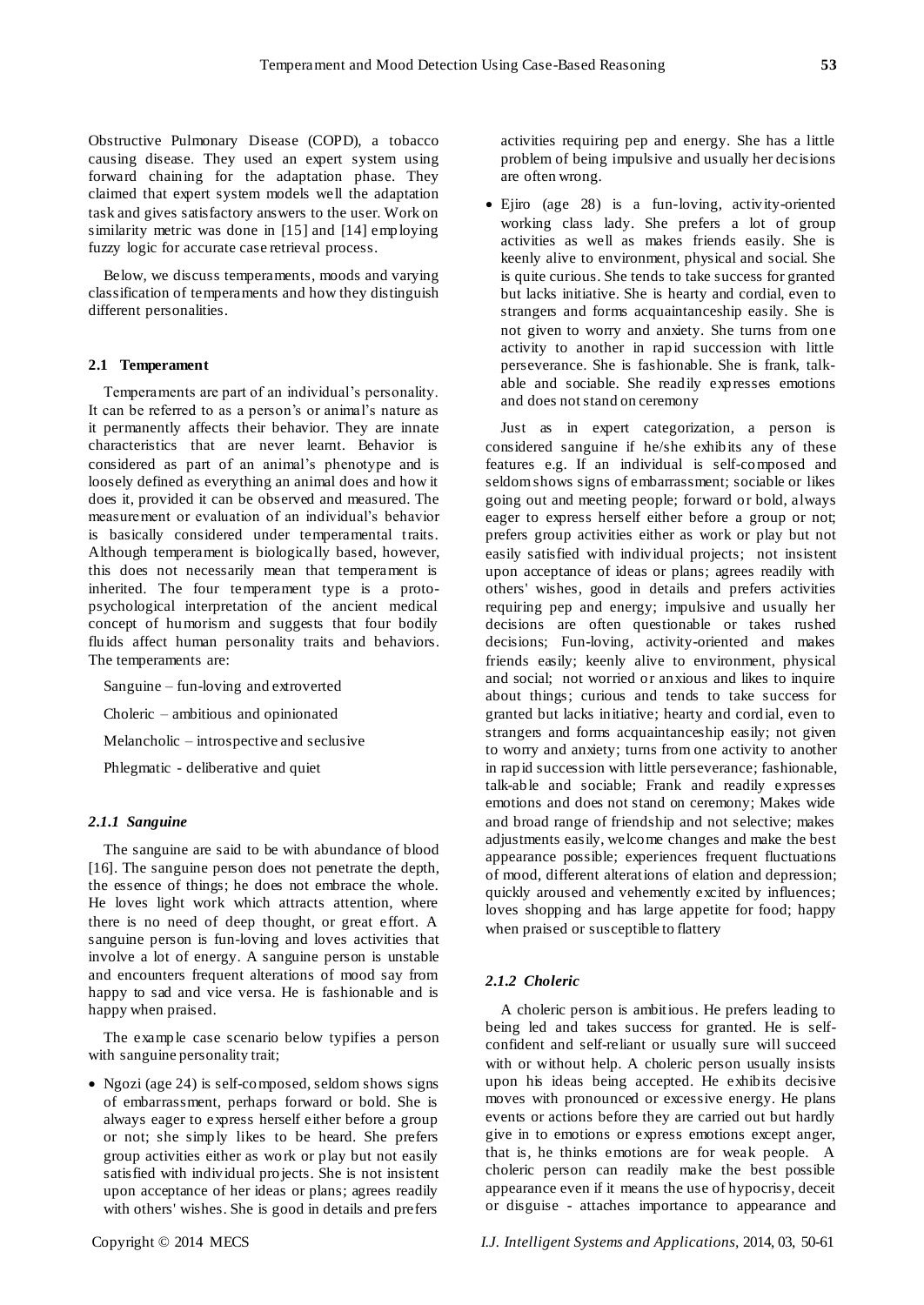Obstructive Pulmonary Disease (COPD), a tobacco causing disease. They used an expert system using forward chaining for the adaptation phase. They claimed that expert system models well the adaptation task and gives satisfactory answers to the user. Work on similarity metric was done in [15] and [14] employing fuzzy logic for accurate case retrieval process.

Below, we discuss temperaments, moods and varying classification of temperaments and how they distinguish different personalities.

### 2.1 Temperament

Temperaments are part of an individual's personality. It can be referred to as a person's or animal's nature as it permanently affects their behavior. They are innate characteristics that are never learnt. Behavior is considered as part of an animal's phenotype and is loosely defined as everything an animal does and how it does it, provided it can be observed and measured. The measurement or evaluation of an individual's behavior is basically considered under temperamental traits. Although temperament is biologically based, however, this does not necessarily mean that temperament is inherited. The four temperament type is a proto-psychological interpretation of the ancient medical concept of humorism and suggests that four bodily fluids affect human personality traits and behaviors. The temperaments are:

Sanguine – fun-loving and extroverted

Choleric – ambitious and opinionated

Melancholic – introspective and seclusive

Phlegmatic - deliberative and quiet

#### *2.1.1 Sanguine*

The sanguine are said to be with abundance of blood [16]. The sanguine person does not penetrate the depth, the essence of things; he does not embrace the whole. He loves light work which attracts attention, where there is no need of deep thought, or great effort. A sanguine person is fun-loving and loves activities that involve a lot of energy. A sanguine person is unstable and encounters frequent alterations of mood say from happy to sad and vice versa. He is fashionable and is happy when praised.

The example case scenario below typifies a person with sanguine personality trait;

- Ngozi (age 24) is self-composed, seldom shows signs of embarrassment, perhaps forward or bold. She is always eager to express herself either before a group or not; she simply likes to be heard. She prefers group activities either as work or play but not easily satisfied with individual projects. She is not insistent upon acceptance of her ideas or plans; agrees readily with others' wishes. She is good in details and prefers activities requiring pep and energy. She has a little problem of being impulsive and usually her decisions are often wrong.
- Ejiro (age 28) is a fun-loving, activity-oriented working class lady. She prefers a lot of group activities as well as makes friends easily. She is keenly alive to environment, physical and social. She is quite curious. She tends to take success for granted but lacks initiative. She is hearty and cordial, even to strangers and forms acquaintanceship easily. She is not given to worry and anxiety. She turns from one activity to another in rapid succession with little perseverance. She is fashionable. She is frank, talk-able and sociable. She readily expresses emotions and does not stand on ceremony

Just as in expert categorization, a person is considered sanguine if he/she exhibits any of these features e.g. If an individual is self-composed and seldom shows signs of embarrassment; sociable or likes going out and meeting people; forward or bold, always eager to express herself either before a group or not; prefers group activities either as work or play but not easily satisfied with individual projects; not insistent upon acceptance of ideas or plans; agrees readily with others' wishes, good in details and prefers activities requiring pep and energy; impulsive and usually her decisions are often questionable or takes rushed decisions; Fun-loving, activity-oriented and makes friends easily; keenly alive to environment, physical and social; not worried or anxious and likes to inquire about things; curious and tends to take success for granted but lacks initiative; hearty and cordial, even to strangers and forms acquaintanceship easily; not given to worry and anxiety; turns from one activity to another in rapid succession with little perseverance; fashionable, talk-able and sociable; Frank and readily expresses emotions and does not stand on ceremony; Makes wide and broad range of friendship and not selective; makes adjustments easily, welcome changes and make the best appearance possible; experiences frequent fluctuations of mood, different alterations of elation and depression; quickly aroused and vehemently excited by influences; loves shopping and has large appetite for food; happy when praised or susceptible to flattery

#### *2.1.2 Choleric*

A choleric person is ambitious. He prefers leading to being led and takes success for granted. He is self-confident and self-reliant or usually sure will succeed with or without help. A choleric person usually insists upon his ideas being accepted. He exhibits decisive moves with pronounced or excessive energy. He plans events or actions before they are carried out but hardly give in to emotions or express emotions except anger, that is, he thinks emotions are for weak people. A choleric person can readily make the best possible appearance even if it means the use of hypocrisy, deceit or disguise - attaches importance to appearance and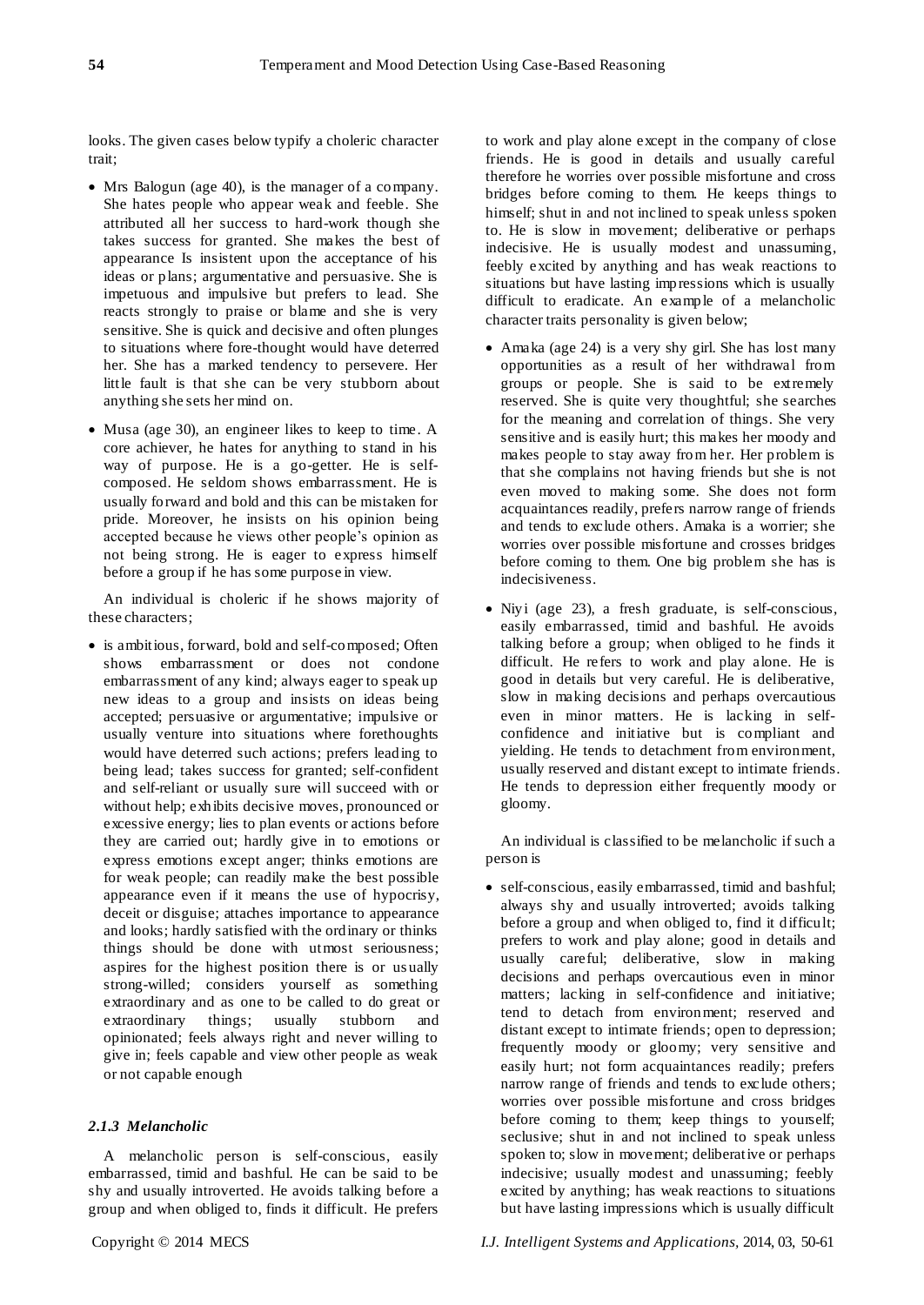looks. The given cases below typify a choleric character trait;

- Mrs Balogun (age 40), is the manager of a company. She hates people who appear weak and feeble. She attributed all her success to hard-work though she takes success for granted. She makes the best of appearance Is insistent upon the acceptance of his ideas or plans; argumentative and persuasive. She is impetuous and impulsive but prefers to lead. She reacts strongly to praise or blame and she is very sensitive. She is quick and decisive and often plunges to situations where fore-thought would have deterred her. She has a marked tendency to persevere. Her little fault is that she can be very stubborn about anything she sets her mind on.
- Musa (age 30), an engineer likes to keep to time. A core achiever, he hates for anything to stand in his way of purpose. He is a go-getter. He is self-composed. He seldom shows embarrassment. He is usually forward and bold and this can be mistaken for pride. Moreover, he insists on his opinion being accepted because he views other people's opinion as not being strong. He is eager to express himself before a group if he has some purpose in view.

An individual is choleric if he shows majority of these characters;

- is ambitious, forward, bold and self-composed; Often shows embarrassment or does not condone embarrassment of any kind; always eager to speak up new ideas to a group and insists on ideas being accepted; persuasive or argumentative; impulsive or usually venture into situations where forethoughts would have deterred such actions; prefers leading to being lead; takes success for granted; self-confident and self-reliant or usually sure will succeed with or without help; exhibits decisive moves, pronounced or excessive energy; lies to plan events or actions before they are carried out; hardly give in to emotions or express emotions except anger; thinks emotions are for weak people; can readily make the best possible appearance even if it means the use of hypocrisy, deceit or disguise; attaches importance to appearance and looks; hardly satisfied with the ordinary or thinks things should be done with utmost seriousness; aspires for the highest position there is or usually strong-willed; considers yourself as something extraordinary and as one to be called to do great or extraordinary things; usually stubborn and opinionated; feels always right and never willing to give in; feels capable and view other people as weak or not capable enough

### *2.1.3 Melancholic*

A melancholic person is self-conscious, easily embarrassed, timid and bashful. He can be said to be shy and usually introverted. He avoids talking before a group and when obliged to, finds it difficult. He prefers to work and play alone except in the company of close friends. He is good in details and usually careful therefore he worries over possible misfortune and cross bridges before coming to them. He keeps things to himself; shut in and not inclined to speak unless spoken to. He is slow in movement; deliberative or perhaps indecisive. He is usually modest and unassuming, feebly excited by anything and has weak reactions to situations but have lasting impressions which is usually difficult to eradicate. An example of a melancholic character traits personality is given below;

- Amaka (age 24) is a very shy girl. She has lost many opportunities as a result of her withdrawal from groups or people. She is said to be extremely reserved. She is quite very thoughtful; she searches for the meaning and correlation of things. She very sensitive and is easily hurt; this makes her moody and makes people to stay away from her. Her problem is that she complains not having friends but she is not even moved to making some. She does not form acquaintances readily, prefers narrow range of friends and tends to exclude others. Amaka is a worrier; she worries over possible misfortune and crosses bridges before coming to them. One big problem she has is indecisiveness.
- Niyi (age 23), a fresh graduate, is self-conscious, easily embarrassed, timid and bashful. He avoids talking before a group; when obliged to he finds it difficult. He refers to work and play alone. He is good in details but very careful. He is deliberative, slow in making decisions and perhaps overcautious even in minor matters. He is lacking in self-confidence and initiative but is compliant and yielding. He tends to detachment from environment, usually reserved and distant except to intimate friends. He tends to depression either frequently moody or gloomy.

An individual is classified to be melancholic if such a person is

- self-conscious, easily embarrassed, timid and bashful; always shy and usually introverted; avoids talking before a group and when obliged to, find it difficult; prefers to work and play alone; good in details and usually careful; deliberative, slow in making decisions and perhaps overcautious even in minor matters; lacking in self-confidence and initiative; tend to detach from environment; reserved and distant except to intimate friends; open to depression; frequently moody or gloomy; very sensitive and easily hurt; not form acquaintances readily; prefers narrow range of friends and tends to exclude others; worries over possible misfortune and cross bridges before coming to them; keep things to yourself; seclusive; shut in and not inclined to speak unless spoken to; slow in movement; deliberative or perhaps indecisive; usually modest and unassuming; feebly excited by anything; has weak reactions to situations but have lasting impressions which is usually difficult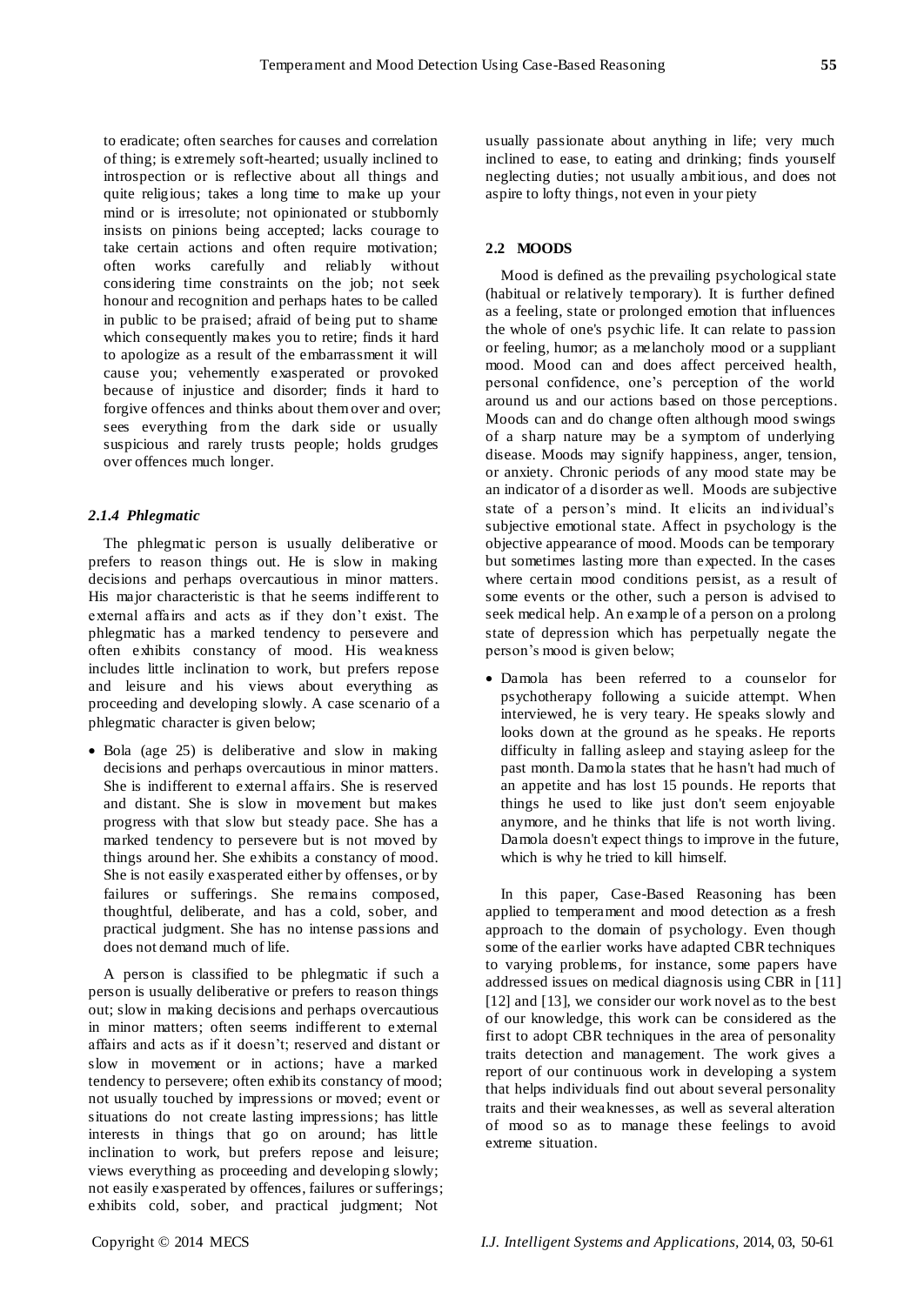to eradicate; often searches for causes and correlation of thing; is extremely soft-hearted; usually inclined to introspection or is reflective about all things and quite religious; takes a long time to make up your mind or is irresolute; not opinionated or stubbornly insists on pinions being accepted; lacks courage to take certain actions and often require motivation; often works carefully and reliably without considering time constraints on the job; not seek honour and recognition and perhaps hates to be called in public to be praised; afraid of being put to shame which consequently makes you to retire; finds it hard to apologize as a result of the embarrassment it will cause you; vehemently exasperated or provoked because of injustice and disorder; finds it hard to forgive offences and thinks about them over and over; sees everything from the dark side or usually suspicious and rarely trusts people; holds grudges over offences much longer.

#### *2.1.4 Phlegmatic*

The phlegmatic person is usually deliberative or prefers to reason things out. He is slow in making decisions and perhaps overcautious in minor matters. His major characteristic is that he seems indifferent to external affairs and acts as if they don't exist. The phlegmatic has a marked tendency to persevere and often exhibits constancy of mood. His weakness includes little inclination to work, but prefers repose and leisure and his views about everything as proceeding and developing slowly. A case scenario of a phlegmatic character is given below;

- Bola (age 25) is deliberative and slow in making decisions and perhaps overcautious in minor matters. She is indifferent to external affairs. She is reserved and distant. She is slow in movement but makes progress with that slow but steady pace. She has a marked tendency to persevere but is not moved by things around her. She exhibits a constancy of mood. She is not easily exasperated either by offenses, or by failures or sufferings. She remains composed, thoughtful, deliberate, and has a cold, sober, and practical judgment. She has no intense passions and does not demand much of life.

A person is classified to be phlegmatic if such a person is usually deliberative or prefers to reason things out; slow in making decisions and perhaps overcautious in minor matters; often seems indifferent to external affairs and acts as if it doesn't; reserved and distant or slow in movement or in actions; have a marked tendency to persevere; often exhibits constancy of mood; not usually touched by impressions or moved; event or situations do not create lasting impressions; has little interests in things that go on around; has little inclination to work, but prefers repose and leisure; views everything as proceeding and developing slowly; not easily exasperated by offences, failures or sufferings; exhibits cold, sober, and practical judgment; Not usually passionate about anything in life; very much inclined to ease, to eating and drinking; finds yourself neglecting duties; not usually ambitious, and does not aspire to lofty things, not even in your piety

### 2.2 MOODS

Mood is defined as the prevailing psychological state (habitual or relatively temporary). It is further defined as a feeling, state or prolonged emotion that influences the whole of one's psychic life. It can relate to passion or feeling, humor; as a melancholy mood or a suppliant mood. Mood can and does affect perceived health, personal confidence, one's perception of the world around us and our actions based on those perceptions. Moods can and do change often although mood swings of a sharp nature may be a symptom of underlying disease. Moods may signify happiness, anger, tension, or anxiety. Chronic periods of any mood state may be an indicator of a disorder as well. Moods are subjective state of a person's mind. It elicits an individual's subjective emotional state. Affect in psychology is the objective appearance of mood. Moods can be temporary but sometimes lasting more than expected. In the cases where certain mood conditions persist, as a result of some events or the other, such a person is advised to seek medical help. An example of a person on a prolong state of depression which has perpetually negate the person's mood is given below;

- Damola has been referred to a counselor for psychotherapy following a suicide attempt. When interviewed, he is very teary. He speaks slowly and looks down at the ground as he speaks. He reports difficulty in falling asleep and staying asleep for the past month. Damola states that he hasn't had much of an appetite and has lost 15 pounds. He reports that things he used to like just don't seem enjoyable anymore, and he thinks that life is not worth living. Damola doesn't expect things to improve in the future, which is why he tried to kill himself.

In this paper, Case-Based Reasoning has been applied to temperament and mood detection as a fresh approach to the domain of psychology. Even though some of the earlier works have adapted CBR techniques to varying problems, for instance, some papers have addressed issues on medical diagnosis using CBR in [11] [12] and [13], we consider our work novel as to the best of our knowledge, this work can be considered as the first to adopt CBR techniques in the area of personality traits detection and management. The work gives a report of our continuous work in developing a system that helps individuals find out about several personality traits and their weaknesses, as well as several alteration of mood so as to manage these feelings to avoid extreme situation.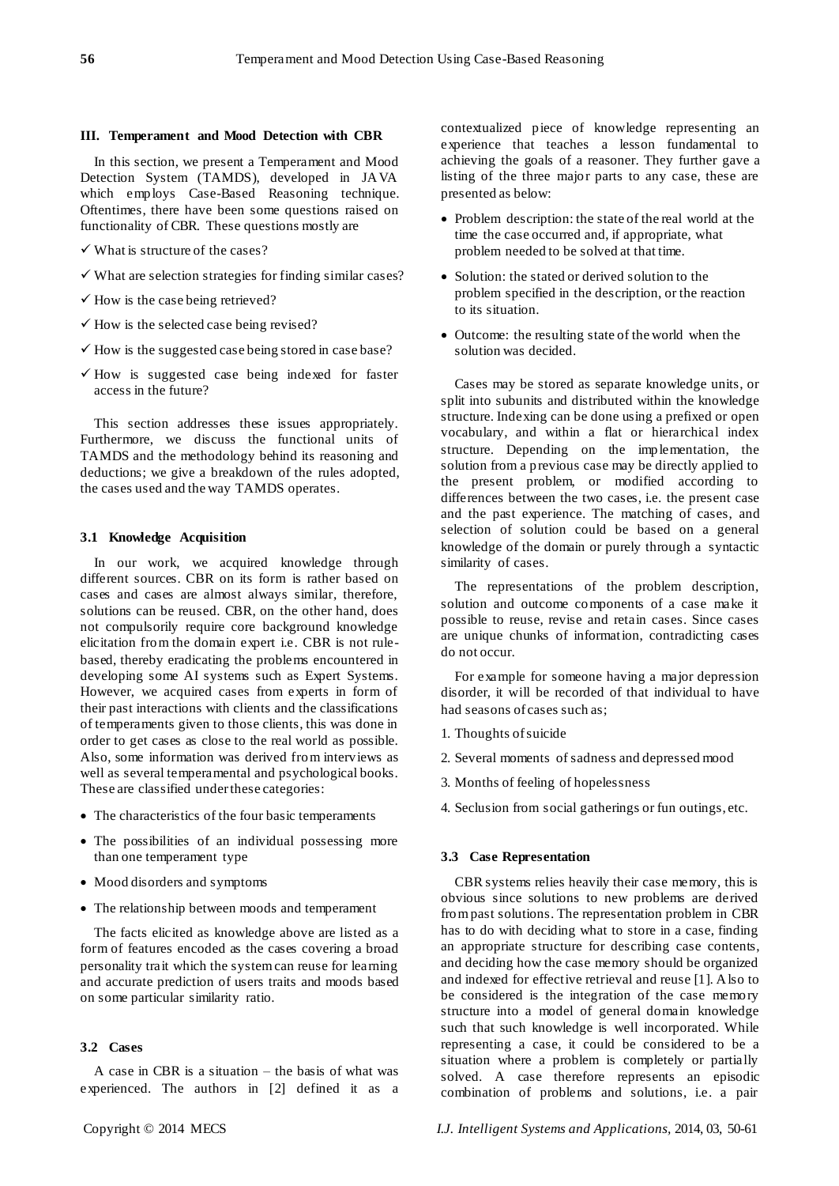### III. Temperament and Mood Detection with CBR

In this section, we present a Temperament and Mood Detection System (TAMDS), developed in JAVA which employs Case-Based Reasoning technique. Oftentimes, there have been some questions raised on functionality of CBR. These questions mostly are

- ✓ What is structure of the cases?
- ✓ What are selection strategies for finding similar cases?
- ✓ How is the case being retrieved?
- ✓ How is the selected case being revised?
- ✓ How is the suggested case being stored in case base?
- ✓ How is suggested case being indexed for faster access in the future?

This section addresses these issues appropriately. Furthermore, we discuss the functional units of TAMDS and the methodology behind its reasoning and deductions; we give a breakdown of the rules adopted, the cases used and the way TAMDS operates.

#### 3.1 Knowledge Acquisition

In our work, we acquired knowledge through different sources. CBR on its form is rather based on cases and cases are almost always similar, therefore, solutions can be reused. CBR, on the other hand, does not compulsorily require core background knowledge elicitation from the domain expert i.e. CBR is not rule-based, thereby eradicating the problems encountered in developing some AI systems such as Expert Systems. However, we acquired cases from experts in form of their past interactions with clients and the classifications of temperaments given to those clients, this was done in order to get cases as close to the real world as possible. Also, some information was derived from interviews as well as several temperamental and psychological books. These are classified under these categories:

- The characteristics of the four basic temperaments
- The possibilities of an individual possessing more than one temperament type
- Mood disorders and symptoms
- The relationship between moods and temperament

The facts elicited as knowledge above are listed as a form of features encoded as the cases covering a broad personality trait which the system can reuse for learning and accurate prediction of users traits and moods based on some particular similarity ratio.

#### 3.2 Cases

A case in CBR is a situation – the basis of what was experienced. The authors in [2] defined it as a contextualized piece of knowledge representing an experience that teaches a lesson fundamental to achieving the goals of a reasoner. They further gave a listing of the three major parts to any case, these are presented as below:

- Problem description: the state of the real world at the time the case occurred and, if appropriate, what problem needed to be solved at that time.
- Solution: the stated or derived solution to the problem specified in the description, or the reaction to its situation.
- Outcome: the resulting state of the world when the solution was decided.

Cases may be stored as separate knowledge units, or split into subunits and distributed within the knowledge structure. Indexing can be done using a prefixed or open vocabulary, and within a flat or hierarchical index structure. Depending on the implementation, the solution from a previous case may be directly applied to the present problem, or modified according to differences between the two cases, i.e. the present case and the past experience. The matching of cases, and selection of solution could be based on a general knowledge of the domain or purely through a syntactic similarity of cases.

The representations of the problem description, solution and outcome components of a case make it possible to reuse, revise and retain cases. Since cases are unique chunks of information, contradicting cases do not occur.

For example for someone having a major depression disorder, it will be recorded of that individual to have had seasons of cases such as;

1. Thoughts of suicide
2. Several moments of sadness and depressed mood
3. Months of feeling of hopelessness
4. Seclusion from social gatherings or fun outings, etc.

#### 3.3 Case Representation

CBR systems relies heavily their case memory, this is obvious since solutions to new problems are derived from past solutions. The representation problem in CBR has to do with deciding what to store in a case, finding an appropriate structure for describing case contents, and deciding how the case memory should be organized and indexed for effective retrieval and reuse [1]. Also to be considered is the integration of the case memory structure into a model of general domain knowledge such that such knowledge is well incorporated. While representing a case, it could be considered to be a situation where a problem is completely or partially solved. A case therefore represents an episodic combination of problems and solutions, i.e. a pair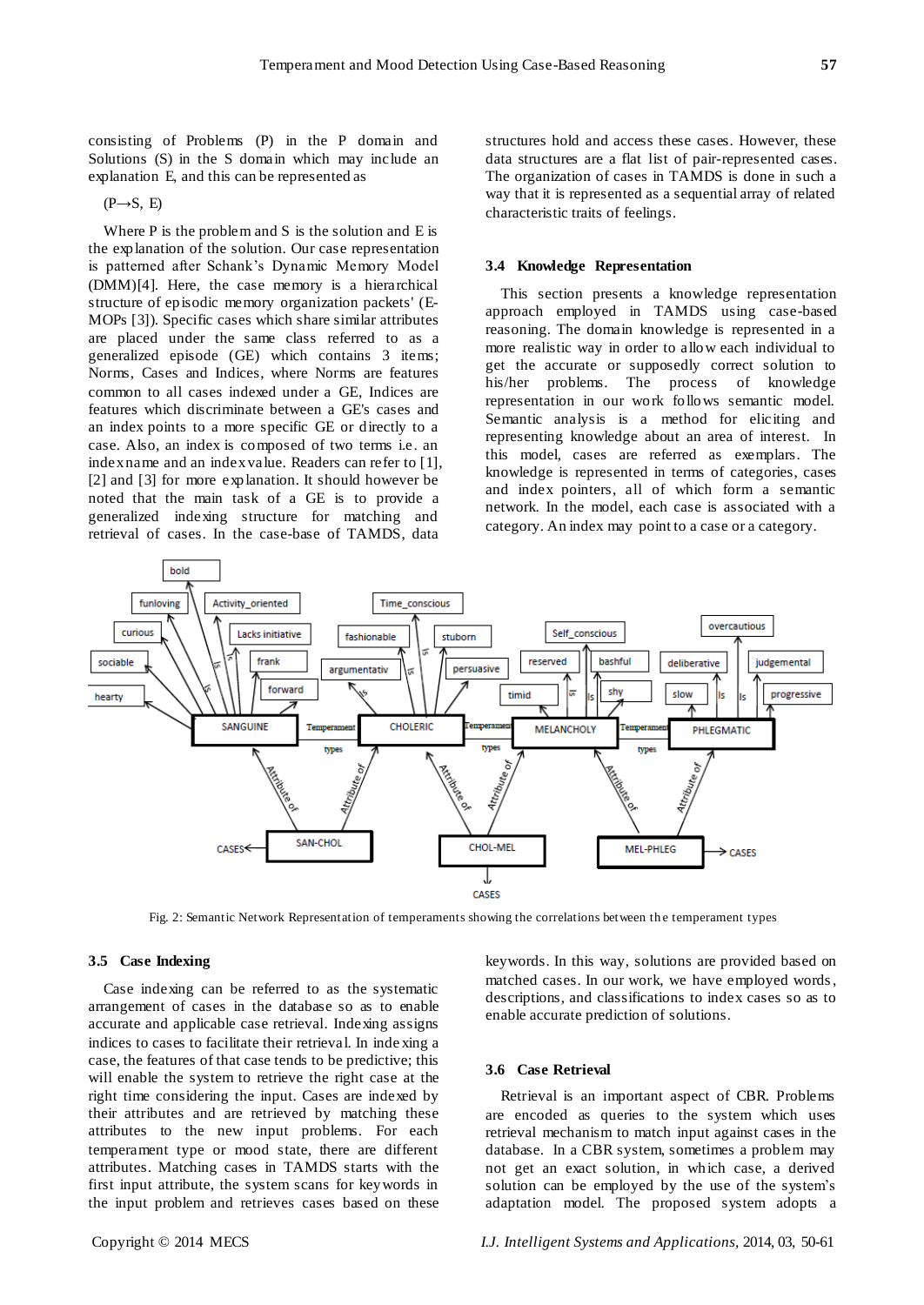consisting of Problems (P) in the P domain and Solutions (S) in the S domain which may include an explanation E, and this can be represented as

(P→S, E)

Where P is the problem and S is the solution and E is the explanation of the solution. Our case representation is patterned after Schank's Dynamic Memory Model (DMM)[4]. Here, the case memory is a hierarchical structure of episodic memory organization packets' (E-MOPs [3]). Specific cases which share similar attributes are placed under the same class referred to as a generalized episode (GE) which contains 3 items; Norms, Cases and Indices, where Norms are features common to all cases indexed under a GE, Indices are features which discriminate between a GE's cases and an index points to a more specific GE or directly to a case. Also, an index is composed of two terms i.e. an indexname and an indexvalue. Readers can refer to [1], [2] and [3] for more explanation. It should however be noted that the main task of a GE is to provide a generalized indexing structure for matching and retrieval of cases. In the case-base of TAMDS, data structures hold and access these cases. However, these data structures are a flat list of pair-represented cases. The organization of cases in TAMDS is done in such a way that it is represented as a sequential array of related characteristic traits of feelings.

### 3.4 Knowledge Representation

This section presents a knowledge representation approach employed in TAMDS using case-based reasoning. The domain knowledge is represented in a more realistic way in order to allow each individual to get the accurate or supposedly correct solution to his/her problems. The process of knowledge representation in our work follows semantic model. Semantic analysis is a method for eliciting and representing knowledge about an area of interest. In this model, cases are referred as exemplars. The knowledge is represented in terms of categories, cases and index pointers, all of which form a semantic network. In the model, each case is associated with a category. An index may point to a case or a category.

Fig. 2: Semantic Network Representation of temperaments showing the correlations between the temperament types

### 3.5 Case Indexing

Case indexing can be referred to as the systematic arrangement of cases in the database so as to enable accurate and applicable case retrieval. Indexing assigns indices to cases to facilitate their retrieval. In indexing a case, the features of that case tends to be predictive; this will enable the system to retrieve the right case at the right time considering the input. Cases are indexed by their attributes and are retrieved by matching these attributes to the new input problems. For each temperament type or mood state, there are different attributes. Matching cases in TAMDS starts with the first input attribute, the system scans for keywords in the input problem and retrieves cases based on these keywords. In this way, solutions are provided based on matched cases. In our work, we have employed words, descriptions, and classifications to index cases so as to enable accurate prediction of solutions.

### 3.6 Case Retrieval

Retrieval is an important aspect of CBR. Problems are encoded as queries to the system which uses retrieval mechanism to match input against cases in the database. In a CBR system, sometimes a problem may not get an exact solution, in which case, a derived solution can be employed by the use of the system's adaptation model. The proposed system adopts a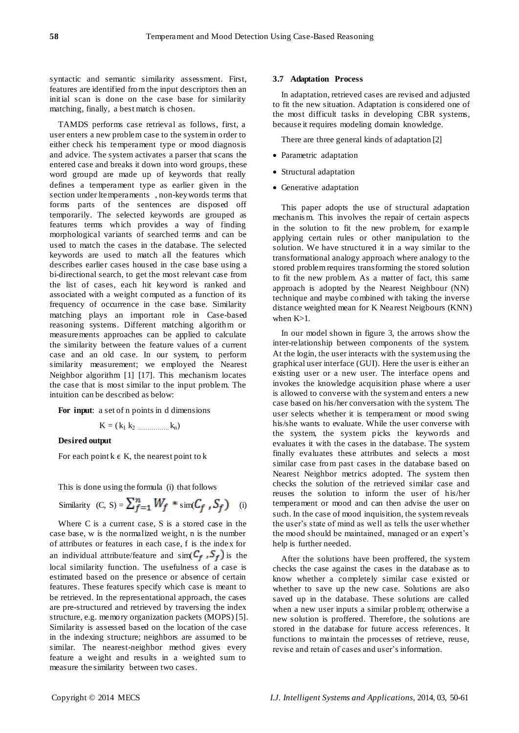syntactic and semantic similarity assessment. First, features are identified from the input descriptors then an initial scan is done on the case base for similarity matching, finally, a best match is chosen.

TAMDS performs case retrieval as follows, first, a user enters a new problem case to the system in order to either check his temperament type or mood diagnosis and advice. The system activates a parser that scans the entered case and breaks it down into word groups, these word groupd are made up of keywords that really defines a temperament type as earlier given in the section under ltemperaments , non-keywords terms that forms parts of the sentences are disposed off temporarily. The selected keywords are grouped as features terms which provides a way of finding morphological variants of searched terms and can be used to match the cases in the database. The selected keywords are used to match all the features which describes earlier cases housed in the case base using a bi-directional search, to get the most relevant case from the list of cases, each hit keyword is ranked and associated with a weight computed as a function of its frequency of occurrence in the case base. Similarity matching plays an important role in Case-based reasoning systems. Different matching algorithm or measurements approaches can be applied to calculate the similarity between the feature values of a current case and an old case. In our system, to perform similarity measurement; we employed the Nearest Neighbor algorithm [1] [17]. This mechanism locates the case that is most similar to the input problem. The intuition can be described as below:

**For input**: a set of n points in d dimensions

$$K = (k_1\ k_2\ \ldots\ldots\ldots\ldots\ldots\ k_n)$$

**Desired output**

For each point $k \in K$, the nearest point to k

This is done using the formula (i) that follows

$$\text{Similarity}\ \ (C, S) = \sum_{f=1}^{n} W_f * \text{sim}(C_f, S_f) \qquad \text{(i)}$$

Where C is a current case, S is a stored case in the case base, w is the normalized weight, n is the number of attributes or features in each case, f is the index for an individual attribute/feature and $\text{sim}(C_f, S_f)$ is the local similarity function. The usefulness of a case is estimated based on the presence or absence of certain features. These features specify which case is meant to be retrieved. In the representational approach, the cases are pre-structured and retrieved by traversing the index structure, e.g. memory organization packets (MOPS) [5]. Similarity is assessed based on the location of the case in the indexing structure; neighbors are assumed to be similar. The nearest-neighbor method gives every feature a weight and results in a weighted sum to measure the similarity between two cases.

### 3.7 Adaptation Process

In adaptation, retrieved cases are revised and adjusted to fit the new situation. Adaptation is considered one of the most difficult tasks in developing CBR systems, because it requires modeling domain knowledge.

There are three general kinds of adaptation [2]

- Parametric adaptation
- Structural adaptation
- Generative adaptation

This paper adopts the use of structural adaptation mechanism. This involves the repair of certain aspects in the solution to fit the new problem, for example applying certain rules or other manipulation to the solution. We have structured it in a way similar to the transformational analogy approach where analogy to the stored problem requires transforming the stored solution to fit the new problem. As a matter of fact, this same approach is adopted by the Nearest Neighbour (NN) technique and maybe combined with taking the inverse distance weighted mean for K Nearest Neigbours (KNN) when K>1.

In our model shown in figure 3, the arrows show the inter-relationship between components of the system. At the login, the user interacts with the system using the graphical user interface (GUI). Here the user is either an existing user or a new user. The interface opens and invokes the knowledge acquisition phase where a user is allowed to converse with the system and enters a new case based on his/her conversation with the system. The user selects whether it is temperament or mood swing his/she wants to evaluate. While the user converse with the system, the system picks the keywords and evaluates it with the cases in the database. The system finally evaluates these attributes and selects a most similar case from past cases in the database based on Nearest Neighbor metrics adopted. The system then checks the solution of the retrieved similar case and reuses the solution to inform the user of his/her temperament or mood and can then advise the user on such. In the case of mood inquisition, the system reveals the user's state of mind as well as tells the user whether the mood should be maintained, managed or an expert's help is further needed.

After the solutions have been proffered, the system checks the case against the cases in the database as to know whether a completely similar case existed or whether to save up the new case. Solutions are also saved up in the database. These solutions are called when a new user inputs a similar problem; otherwise a new solution is proffered. Therefore, the solutions are stored in the database for future access references. It functions to maintain the processes of retrieve, reuse, revise and retain of cases and user's information.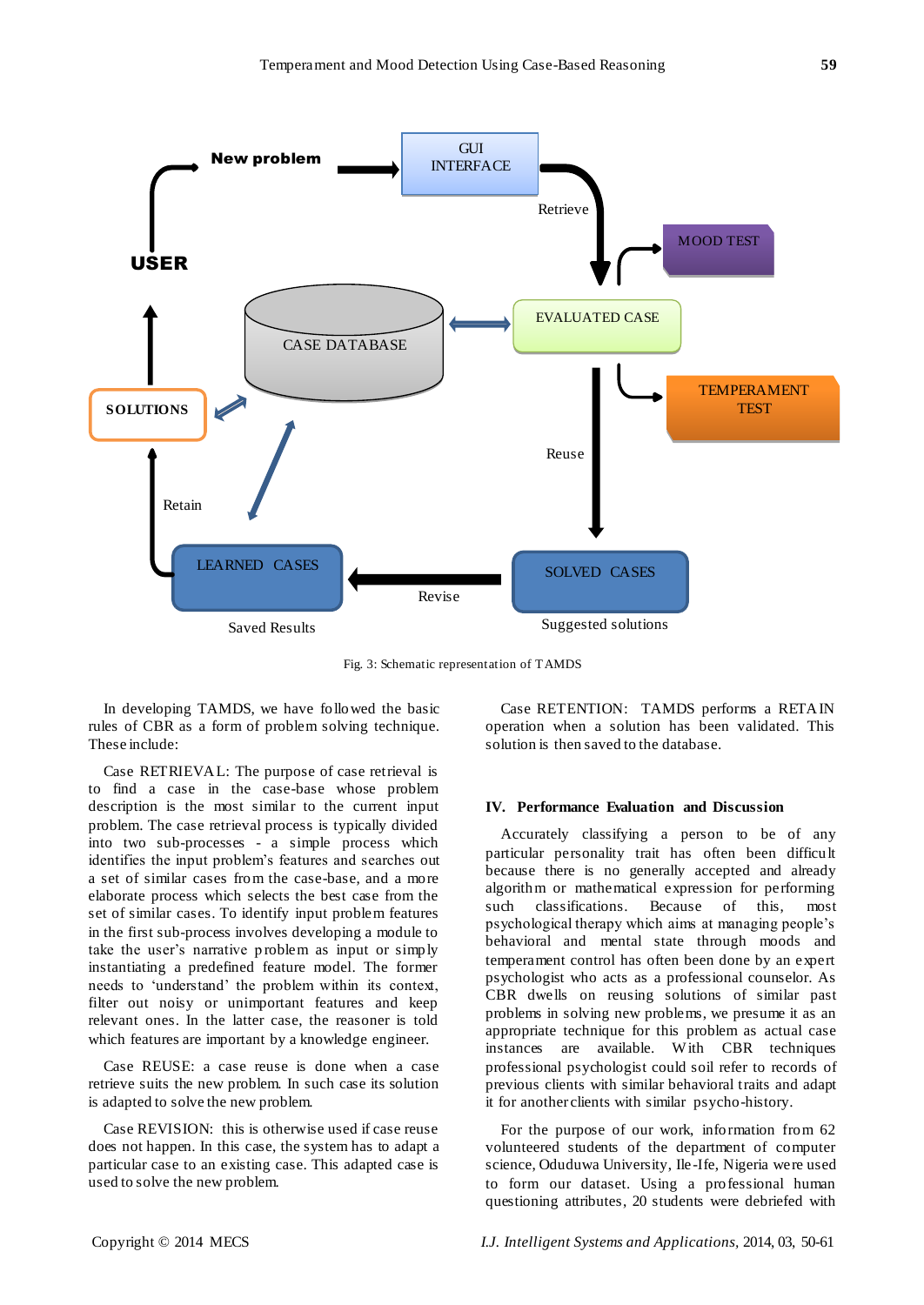Fig. 3: Schematic representation of TAMDS

In developing TAMDS, we have followed the basic rules of CBR as a form of problem solving technique. These include:

Case RETRIEVAL: The purpose of case retrieval is to find a case in the case-base whose problem description is the most similar to the current input problem. The case retrieval process is typically divided into two sub-processes - a simple process which identifies the input problem's features and searches out a set of similar cases from the case-base, and a more elaborate process which selects the best case from the set of similar cases. To identify input problem features in the first sub-process involves developing a module to take the user's narrative problem as input or simply instantiating a predefined feature model. The former needs to 'understand' the problem within its context, filter out noisy or unimportant features and keep relevant ones. In the latter case, the reasoner is told which features are important by a knowledge engineer.

Case REUSE: a case reuse is done when a case retrieve suits the new problem. In such case its solution is adapted to solve the new problem.

Case REVISION: this is otherwise used if case reuse does not happen. In this case, the system has to adapt a particular case to an existing case. This adapted case is used to solve the new problem.

Case RETENTION: TAMDS performs a RETAIN operation when a solution has been validated. This solution is then saved to the database.

## IV. Performance Evaluation and Discussion

Accurately classifying a person to be of any particular personality trait has often been difficult because there is no generally accepted and already algorithm or mathematical expression for performing such classifications. Because of this, most psychological therapy which aims at managing people's behavioral and mental state through moods and temperament control has often been done by an expert psychologist who acts as a professional counselor. As CBR dwells on reusing solutions of similar past problems in solving new problems, we presume it as an appropriate technique for this problem as actual case instances are available. With CBR techniques professional psychologist could soil refer to records of previous clients with similar behavioral traits and adapt it for another clients with similar psycho-history.

For the purpose of our work, information from 62 volunteered students of the department of computer science, Oduduwa University, Ile-Ife, Nigeria were used to form our dataset. Using a professional human questioning attributes, 20 students were debriefed with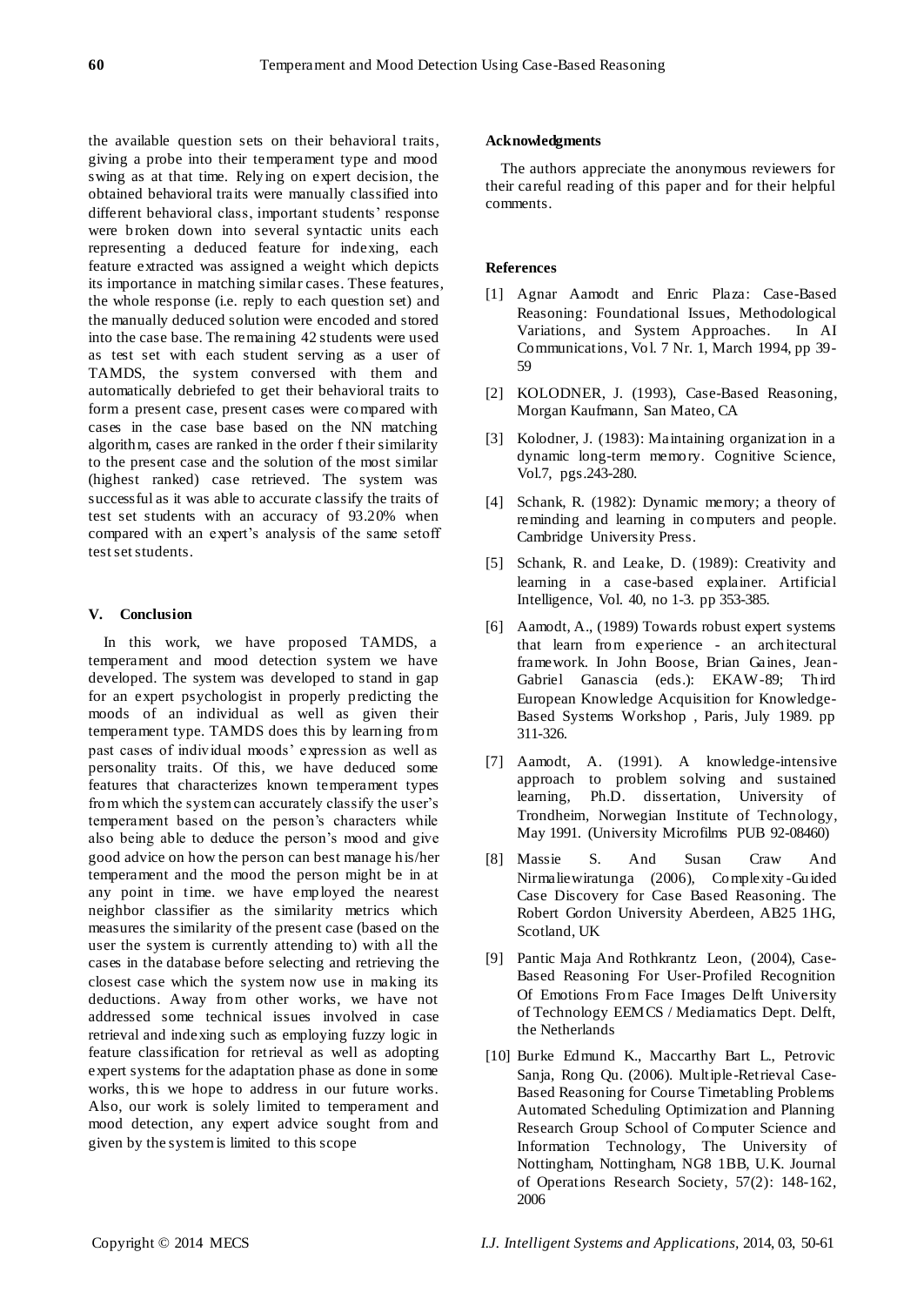the available question sets on their behavioral traits, giving a probe into their temperament type and mood swing as at that time. Relying on expert decision, the obtained behavioral traits were manually classified into different behavioral class, important students' response were broken down into several syntactic units each representing a deduced feature for indexing, each feature extracted was assigned a weight which depicts its importance in matching similar cases. These features, the whole response (i.e. reply to each question set) and the manually deduced solution were encoded and stored into the case base. The remaining 42 students were used as test set with each student serving as a user of TAMDS, the system conversed with them and automatically debriefed to get their behavioral traits to form a present case, present cases were compared with cases in the case base based on the NN matching algorithm, cases are ranked in the order f their similarity to the present case and the solution of the most similar (highest ranked) case retrieved. The system was successful as it was able to accurate classify the traits of test set students with an accuracy of 93.20% when compared with an expert's analysis of the same setoff test set students.

## V. Conclusion

In this work, we have proposed TAMDS, a temperament and mood detection system we have developed. The system was developed to stand in gap for an expert psychologist in properly predicting the moods of an individual as well as given their temperament type. TAMDS does this by learning from past cases of individual moods' expression as well as personality traits. Of this, we have deduced some features that characterizes known temperament types from which the system can accurately classify the user's temperament based on the person's characters while also being able to deduce the person's mood and give good advice on how the person can best manage his/her temperament and the mood the person might be in at any point in time. we have employed the nearest neighbor classifier as the similarity metrics which measures the similarity of the present case (based on the user the system is currently attending to) with all the cases in the database before selecting and retrieving the closest case which the system now use in making its deductions. Away from other works, we have not addressed some technical issues involved in case retrieval and indexing such as employing fuzzy logic in feature classification for retrieval as well as adopting expert systems for the adaptation phase as done in some works, this we hope to address in our future works. Also, our work is solely limited to temperament and mood detection, any expert advice sought from and given by the system is limited to this scope

### Acknowledgments

The authors appreciate the anonymous reviewers for their careful reading of this paper and for their helpful comments.

### References

[1] Agnar Aamodt and Enric Plaza: Case-Based Reasoning: Foundational Issues, Methodological Variations, and System Approaches. In AI Communications, Vol. 7 Nr. 1, March 1994, pp 39-59

[2] KOLODNER, J. (1993), Case-Based Reasoning, Morgan Kaufmann, San Mateo, CA

[3] Kolodner, J. (1983): Maintaining organization in a dynamic long-term memory. Cognitive Science, Vol.7, pgs.243-280.

[4] Schank, R. (1982): Dynamic memory; a theory of reminding and learning in computers and people. Cambridge University Press.

[5] Schank, R. and Leake, D. (1989): Creativity and learning in a case-based explainer. Artificial Intelligence, Vol. 40, no 1-3. pp 353-385.

[6] Aamodt, A., (1989) Towards robust expert systems that learn from experience - an architectural framework. In John Boose, Brian Gaines, Jean-Gabriel Ganascia (eds.): EKAW-89; Third European Knowledge Acquisition for Knowledge-Based Systems Workshop , Paris, July 1989. pp 311-326.

[7] Aamodt, A. (1991). A knowledge-intensive approach to problem solving and sustained learning, Ph.D. dissertation, University of Trondheim, Norwegian Institute of Technology, May 1991. (University Microfilms PUB 92-08460)

[8] Massie S. And Susan Craw And Nirmaliewiratunga (2006), Complexity-Guided Case Discovery for Case Based Reasoning. The Robert Gordon University Aberdeen, AB25 1HG, Scotland, UK

[9] Pantic Maja And Rothkrantz Leon, (2004), Case-Based Reasoning For User-Profiled Recognition Of Emotions From Face Images Delft University of Technology EEMCS / Mediamatics Dept. Delft, the Netherlands

[10] Burke Edmund K., Maccarthy Bart L., Petrovic Sanja, Rong Qu. (2006). Multiple-Retrieval Case-Based Reasoning for Course Timetabling Problems Automated Scheduling Optimization and Planning Research Group School of Computer Science and Information Technology, The University of Nottingham, Nottingham, NG8 1BB, U.K. Journal of Operations Research Society, 57(2): 148-162, 2006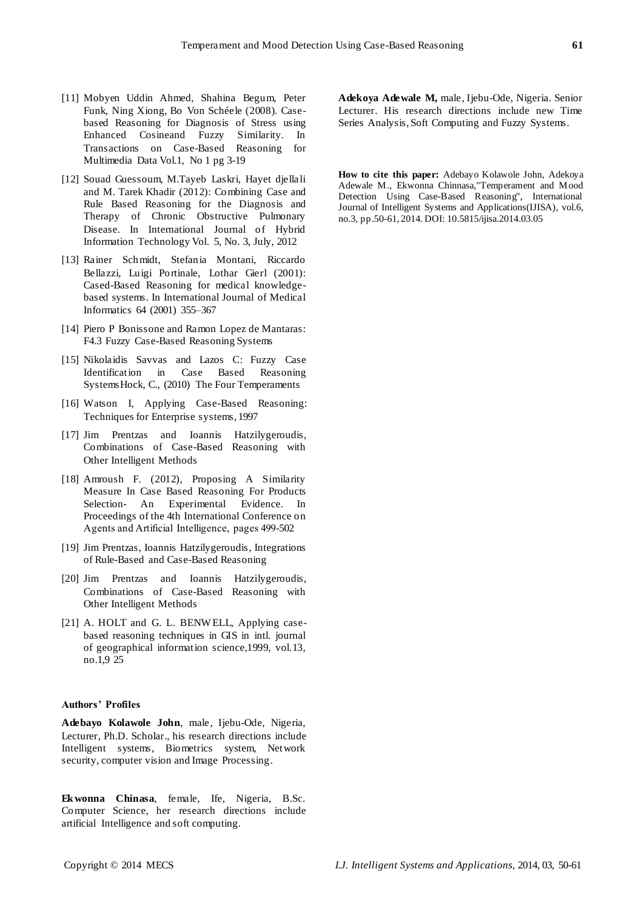[11] Mobyen Uddin Ahmed, Shahina Begum, Peter Funk, Ning Xiong, Bo Von Schéele (2008). Case-based Reasoning for Diagnosis of Stress using Enhanced Cosineand Fuzzy Similarity. In Transactions on Case-Based Reasoning for Multimedia Data Vol.1, No 1 pg 3-19

[12] Souad Guessoum, M.Tayeb Laskri, Hayet djellali and M. Tarek Khadir (2012): Combining Case and Rule Based Reasoning for the Diagnosis and Therapy of Chronic Obstructive Pulmonary Disease. In International Journal of Hybrid Information Technology Vol. 5, No. 3, July, 2012

[13] Rainer Schmidt, Stefania Montani, Riccardo Bellazzi, Luigi Portinale, Lothar Gierl (2001): Cased-Based Reasoning for medical knowledge-based systems. In International Journal of Medical Informatics 64 (2001) 355–367

[14] Piero P Bonissone and Ramon Lopez de Mantaras: F4.3 Fuzzy Case-Based Reasoning Systems

[15] Nikolaidis Savvas and Lazos C: Fuzzy Case Identification in Case Based Reasoning SystemsHock, C., (2010) The Four Temperaments

[16] Watson I, Applying Case-Based Reasoning: Techniques for Enterprise systems, 1997

[17] Jim Prentzas and Ioannis Hatzilygeroudis, Combinations of Case-Based Reasoning with Other Intelligent Methods

[18] Amroush F. (2012), Proposing A Similarity Measure In Case Based Reasoning For Products Selection- An Experimental Evidence. In Proceedings of the 4th International Conference on Agents and Artificial Intelligence, pages 499-502

[19] Jim Prentzas, Ioannis Hatzilygeroudis, Integrations of Rule-Based and Case-Based Reasoning

[20] Jim Prentzas and Ioannis Hatzilygeroudis, Combinations of Case-Based Reasoning with Other Intelligent Methods

[21] A. HOLT and G. L. BENWELL, Applying case-based reasoning techniques in GIS in intl. journal of geographical information science,1999, vol.13, no.1,9 25

### Authors' Profiles

**Adebayo Kolawole John**, male, Ijebu-Ode, Nigeria, Lecturer, Ph.D. Scholar., his research directions include Intelligent systems, Biometrics system, Network security, computer vision and Image Processing.

**Ekwonna Chinasa**, female, Ife, Nigeria, B.Sc. Computer Science, her research directions include artificial Intelligence and soft computing.

**Adekoya Adewale M,** male, Ijebu-Ode, Nigeria. Senior Lecturer. His research directions include new Time Series Analysis, Soft Computing and Fuzzy Systems.

**How to cite this paper:** Adebayo Kolawole John, Adekoya Adewale M., Ekwonna Chinnasa,"Temperament and Mood Detection Using Case-Based Reasoning", International Journal of Intelligent Systems and Applications(IJISA), vol.6, no.3, pp.50-61, 2014. DOI: 10.5815/ijisa.2014.03.05